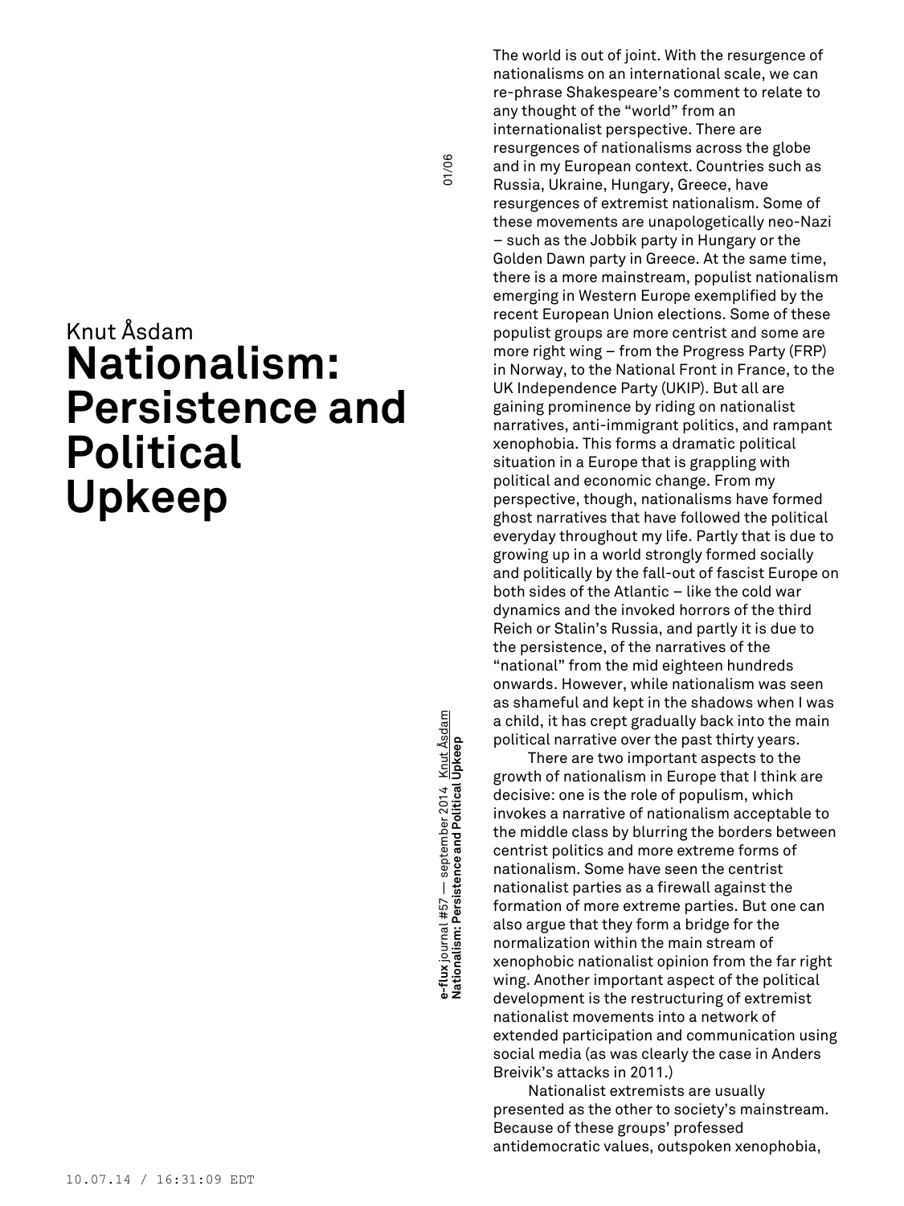Knut Åsdam

# Nationalism: Persistence and Political Upkeep

The world is out of joint. With the resurgence of nationalisms on an international scale, we can re-phrase Shakespeare's comment to relate to any thought of the "world" from an internationalist perspective. There are resurgences of nationalisms across the globe and in my European context. Countries such as Russia, Ukraine, Hungary, Greece, have resurgences of extremist nationalism. Some of these movements are unapologetically neo-Nazi – such as the Jobbik party in Hungary or the Golden Dawn party in Greece. At the same time, there is a more mainstream, populist nationalism emerging in Western Europe exemplified by the recent European Union elections. Some of these populist groups are more centrist and some are more right wing – from the Progress Party (FRP) in Norway, to the National Front in France, to the UK Independence Party (UKIP). But all are gaining prominence by riding on nationalist narratives, anti-immigrant politics, and rampant xenophobia. This forms a dramatic political situation in a Europe that is grappling with political and economic change. From my perspective, though, nationalisms have formed ghost narratives that have followed the political everyday throughout my life. Partly that is due to growing up in a world strongly formed socially and politically by the fall-out of fascist Europe on both sides of the Atlantic – like the cold war dynamics and the invoked horrors of the third Reich or Stalin's Russia, and partly it is due to the persistence, of the narratives of the "national" from the mid eighteen hundreds onwards. However, while nationalism was seen as shameful and kept in the shadows when I was a child, it has crept gradually back into the main political narrative over the past thirty years.

There are two important aspects to the growth of nationalism in Europe that I think are decisive: one is the role of populism, which invokes a narrative of nationalism acceptable to the middle class by blurring the borders between centrist politics and more extreme forms of nationalism. Some have seen the centrist nationalist parties as a firewall against the formation of more extreme parties. But one can also argue that they form a bridge for the normalization within the main stream of xenophobic nationalist opinion from the far right wing. Another important aspect of the political development is the restructuring of extremist nationalist movements into a network of extended participation and communication using social media (as was clearly the case in Anders Breivik's attacks in 2011.)

Nationalist extremists are usually presented as the other to society's mainstream. Because of these groups' professed antidemocratic values, outspoken xenophobia,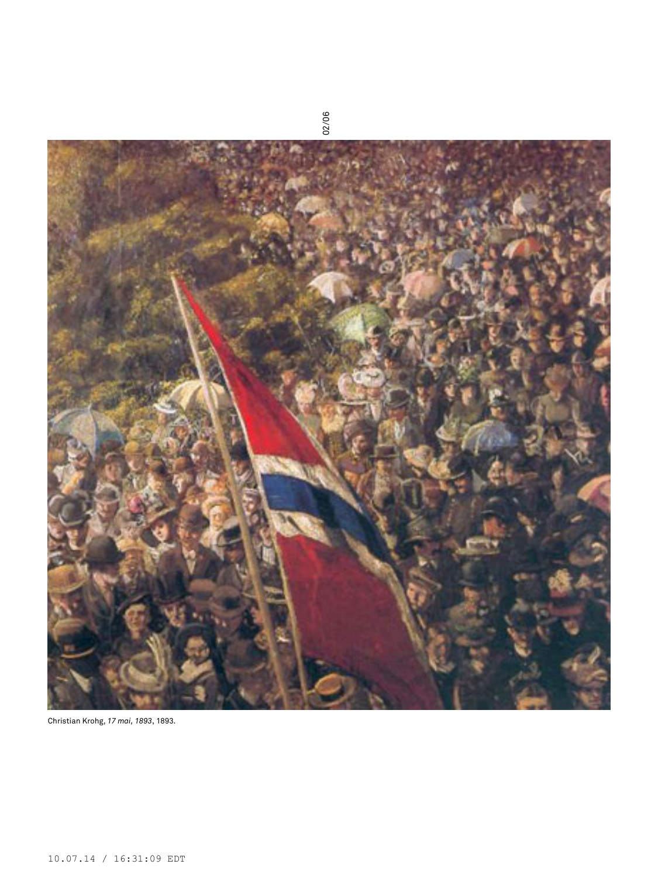Christian Krohg, *17 mai, 1893*, 1893.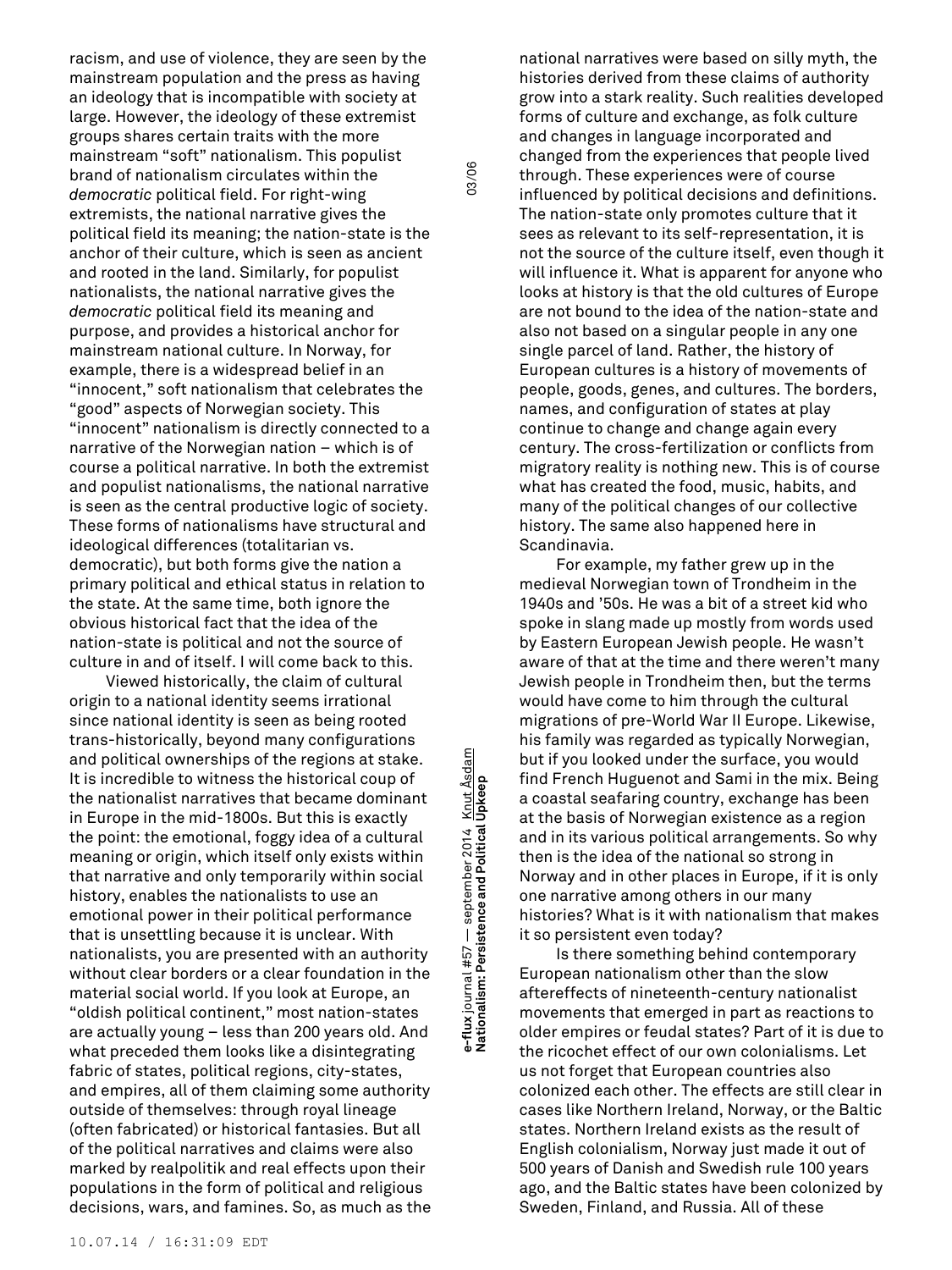racism, and use of violence, they are seen by the mainstream population and the press as having an ideology that is incompatible with society at large. However, the ideology of these extremist groups shares certain traits with the more mainstream "soft" nationalism. This populist brand of nationalism circulates within the *democratic* political field. For right-wing extremists, the national narrative gives the political field its meaning; the nation-state is the anchor of their culture, which is seen as ancient and rooted in the land. Similarly, for populist nationalists, the national narrative gives the *democratic* political field its meaning and purpose, and provides a historical anchor for mainstream national culture. In Norway, for example, there is a widespread belief in an "innocent," soft nationalism that celebrates the "good" aspects of Norwegian society. This "innocent" nationalism is directly connected to a narrative of the Norwegian nation – which is of course a political narrative. In both the extremist and populist nationalisms, the national narrative is seen as the central productive logic of society. These forms of nationalisms have structural and ideological differences (totalitarian vs. democratic), but both forms give the nation a primary political and ethical status in relation to the state. At the same time, both ignore the obvious historical fact that the idea of the nation-state is political and not the source of culture in and of itself. I will come back to this.

Viewed historically, the claim of cultural origin to a national identity seems irrational since national identity is seen as being rooted trans-historically, beyond many configurations and political ownerships of the regions at stake. It is incredible to witness the historical coup of the nationalist narratives that became dominant in Europe in the mid-1800s. But this is exactly the point: the emotional, foggy idea of a cultural meaning or origin, which itself only exists within that narrative and only temporarily within social history, enables the nationalists to use an emotional power in their political performance that is unsettling because it is unclear. With nationalists, you are presented with an authority without clear borders or a clear foundation in the material social world. If you look at Europe, an "oldish political continent," most nation-states are actually young – less than 200 years old. And what preceded them looks like a disintegrating fabric of states, political regions, city-states, and empires, all of them claiming some authority outside of themselves: through royal lineage (often fabricated) or historical fantasies. But all of the political narratives and claims were also marked by realpolitik and real effects upon their populations in the form of political and religious decisions, wars, and famines. So, as much as the national narratives were based on silly myth, the histories derived from these claims of authority grow into a stark reality. Such realities developed forms of culture and exchange, as folk culture and changes in language incorporated and changed from the experiences that people lived through. These experiences were of course influenced by political decisions and definitions. The nation-state only promotes culture that it sees as relevant to its self-representation, it is not the source of the culture itself, even though it will influence it. What is apparent for anyone who looks at history is that the old cultures of Europe are not bound to the idea of the nation-state and also not based on a singular people in any one single parcel of land. Rather, the history of European cultures is a history of movements of people, goods, genes, and cultures. The borders, names, and configuration of states at play continue to change and change again every century. The cross-fertilization or conflicts from migratory reality is nothing new. This is of course what has created the food, music, habits, and many of the political changes of our collective history. The same also happened here in Scandinavia.

For example, my father grew up in the medieval Norwegian town of Trondheim in the 1940s and '50s. He was a bit of a street kid who spoke in slang made up mostly from words used by Eastern European Jewish people. He wasn't aware of that at the time and there weren't many Jewish people in Trondheim then, but the terms would have come to him through the cultural migrations of pre-World War II Europe. Likewise, his family was regarded as typically Norwegian, but if you looked under the surface, you would find French Huguenot and Sami in the mix. Being a coastal seafaring country, exchange has been at the basis of Norwegian existence as a region and in its various political arrangements. So why then is the idea of the national so strong in Norway and in other places in Europe, if it is only one narrative among others in our many histories? What is it with nationalism that makes it so persistent even today?

Is there something behind contemporary European nationalism other than the slow aftereffects of nineteenth-century nationalist movements that emerged in part as reactions to older empires or feudal states? Part of it is due to the ricochet effect of our own colonialisms. Let us not forget that European countries also colonized each other. The effects are still clear in cases like Northern Ireland, Norway, or the Baltic states. Northern Ireland exists as the result of English colonialism, Norway just made it out of 500 years of Danish and Swedish rule 100 years ago, and the Baltic states have been colonized by Sweden, Finland, and Russia. All of these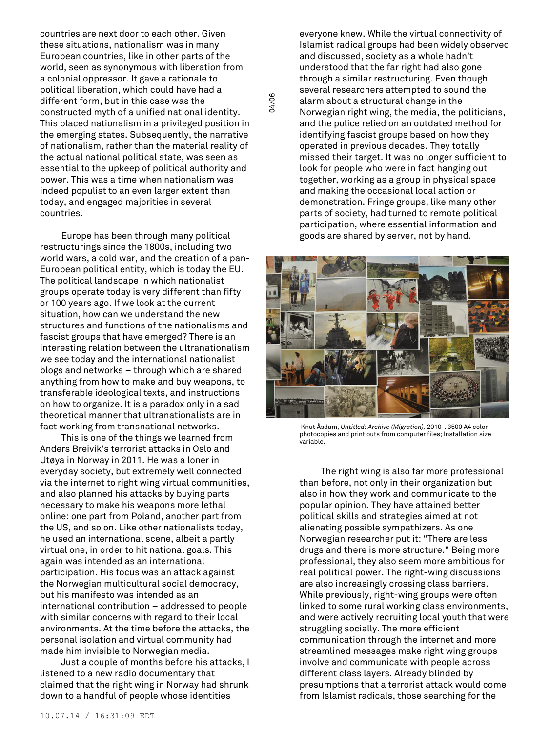countries are next door to each other. Given these situations, nationalism was in many European countries, like in other parts of the world, seen as synonymous with liberation from a colonial oppressor. It gave a rationale to political liberation, which could have had a different form, but in this case was the constructed myth of a unified national identity. This placed nationalism in a privileged position in the emerging states. Subsequently, the narrative of nationalism, rather than the material reality of the actual national political state, was seen as essential to the upkeep of political authority and power. This was a time when nationalism was indeed populist to an even larger extent than today, and engaged majorities in several countries.

Europe has been through many political restructurings since the 1800s, including two world wars, a cold war, and the creation of a pan-European political entity, which is today the EU. The political landscape in which nationalist groups operate today is very different than fifty or 100 years ago. If we look at the current situation, how can we understand the new structures and functions of the nationalisms and fascist groups that have emerged? There is an interesting relation between the ultranationalism we see today and the international nationalist blogs and networks – through which are shared anything from how to make and buy weapons, to transferable ideological texts, and instructions on how to organize. It is a paradox only in a sad theoretical manner that ultranationalists are in fact working from transnational networks.

This is one of the things we learned from Anders Breivik's terrorist attacks in Oslo and Utøya in Norway in 2011. He was a loner in everyday society, but extremely well connected via the internet to right wing virtual communities, and also planned his attacks by buying parts necessary to make his weapons more lethal online: one part from Poland, another part from the US, and so on. Like other nationalists today, he used an international scene, albeit a partly virtual one, in order to hit national goals. This again was intended as an international participation. His focus was an attack against the Norwegian multicultural social democracy, but his manifesto was intended as an international contribution – addressed to people with similar concerns with regard to their local environments. At the time before the attacks, the personal isolation and virtual community had made him invisible to Norwegian media.

Just a couple of months before his attacks, I listened to a new radio documentary that claimed that the right wing in Norway had shrunk down to a handful of people whose identities everyone knew. While the virtual connectivity of Islamist radical groups had been widely observed and discussed, society as a whole hadn't understood that the far right had also gone through a similar restructuring. Even though several researchers attempted to sound the alarm about a structural change in the Norwegian right wing, the media, the politicians, and the police relied on an outdated method for identifying fascist groups based on how they operated in previous decades. They totally missed their target. It was no longer sufficient to look for people who were in fact hanging out together, working as a group in physical space and making the occasional local action or demonstration. Fringe groups, like many other parts of society, had turned to remote political participation, where essential information and goods are shared by server, not by hand.

Knut Åsdam, *Untitled: Archive (Migration)*, 2010-. 3500 A4 color photocopies and print outs from computer files; Installation size variable.

The right wing is also far more professional than before, not only in their organization but also in how they work and communicate to the popular opinion. They have attained better political skills and strategies aimed at not alienating possible sympathizers. As one Norwegian researcher put it: "There are less drugs and there is more structure." Being more professional, they also seem more ambitious for real political power. The right-wing discussions are also increasingly crossing class barriers. While previously, right-wing groups were often linked to some rural working class environments, and were actively recruiting local youth that were struggling socially. The more efficient communication through the internet and more streamlined messages make right wing groups involve and communicate with people across different class layers. Already blinded by presumptions that a terrorist attack would come from Islamist radicals, those searching for the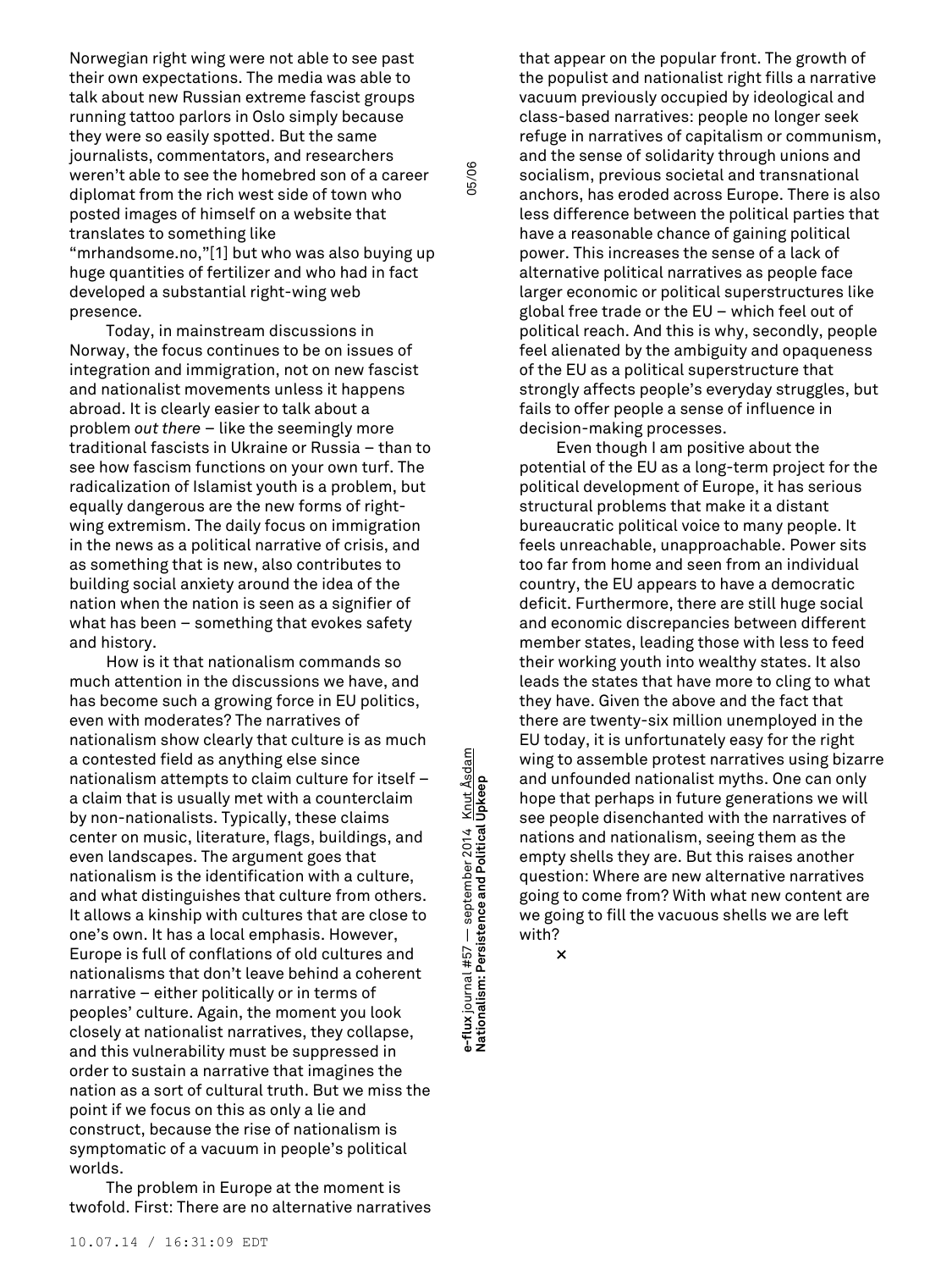Norwegian right wing were not able to see past their own expectations. The media was able to talk about new Russian extreme fascist groups running tattoo parlors in Oslo simply because they were so easily spotted. But the same journalists, commentators, and researchers weren't able to see the homebred son of a career diplomat from the rich west side of town who posted images of himself on a website that translates to something like "mrhandsome.no,"[1] but who was also buying up huge quantities of fertilizer and who had in fact developed a substantial right-wing web presence.

Today, in mainstream discussions in Norway, the focus continues to be on issues of integration and immigration, not on new fascist and nationalist movements unless it happens abroad. It is clearly easier to talk about a problem *out there* – like the seemingly more traditional fascists in Ukraine or Russia – than to see how fascism functions on your own turf. The radicalization of Islamist youth is a problem, but equally dangerous are the new forms of right-wing extremism. The daily focus on immigration in the news as a political narrative of crisis, and as something that is new, also contributes to building social anxiety around the idea of the nation when the nation is seen as a signifier of what has been – something that evokes safety and history.

How is it that nationalism commands so much attention in the discussions we have, and has become such a growing force in EU politics, even with moderates? The narratives of nationalism show clearly that culture is as much a contested field as anything else since nationalism attempts to claim culture for itself – a claim that is usually met with a counterclaim by non-nationalists. Typically, these claims center on music, literature, flags, buildings, and even landscapes. The argument goes that nationalism is the identification with a culture, and what distinguishes that culture from others. It allows a kinship with cultures that are close to one's own. It has a local emphasis. However, Europe is full of conflations of old cultures and nationalisms that don't leave behind a coherent narrative – either politically or in terms of peoples' culture. Again, the moment you look closely at nationalist narratives, they collapse, and this vulnerability must be suppressed in order to sustain a narrative that imagines the nation as a sort of cultural truth. But we miss the point if we focus on this as only a lie and construct, because the rise of nationalism is symptomatic of a vacuum in people's political worlds.

The problem in Europe at the moment is twofold. First: There are no alternative narratives that appear on the popular front. The growth of the populist and nationalist right fills a narrative vacuum previously occupied by ideological and class-based narratives: people no longer seek refuge in narratives of capitalism or communism, and the sense of solidarity through unions and socialism, previous societal and transnational anchors, has eroded across Europe. There is also less difference between the political parties that have a reasonable chance of gaining political power. This increases the sense of a lack of alternative political narratives as people face larger economic or political superstructures like global free trade or the EU – which feel out of political reach. And this is why, secondly, people feel alienated by the ambiguity and opaqueness of the EU as a political superstructure that strongly affects people's everyday struggles, but fails to offer people a sense of influence in decision-making processes.

Even though I am positive about the potential of the EU as a long-term project for the political development of Europe, it has serious structural problems that make it a distant bureaucratic political voice to many people. It feels unreachable, unapproachable. Power sits too far from home and seen from an individual country, the EU appears to have a democratic deficit. Furthermore, there are still huge social and economic discrepancies between different member states, leading those with less to feed their working youth into wealthy states. It also leads the states that have more to cling to what they have. Given the above and the fact that there are twenty-six million unemployed in the EU today, it is unfortunately easy for the right wing to assemble protest narratives using bizarre and unfounded nationalist myths. One can only hope that perhaps in future generations we will see people disenchanted with the narratives of nations and nationalism, seeing them as the empty shells they are. But this raises another question: Where are new alternative narratives going to come from? With what new content are we going to fill the vacuous shells we are left with?

×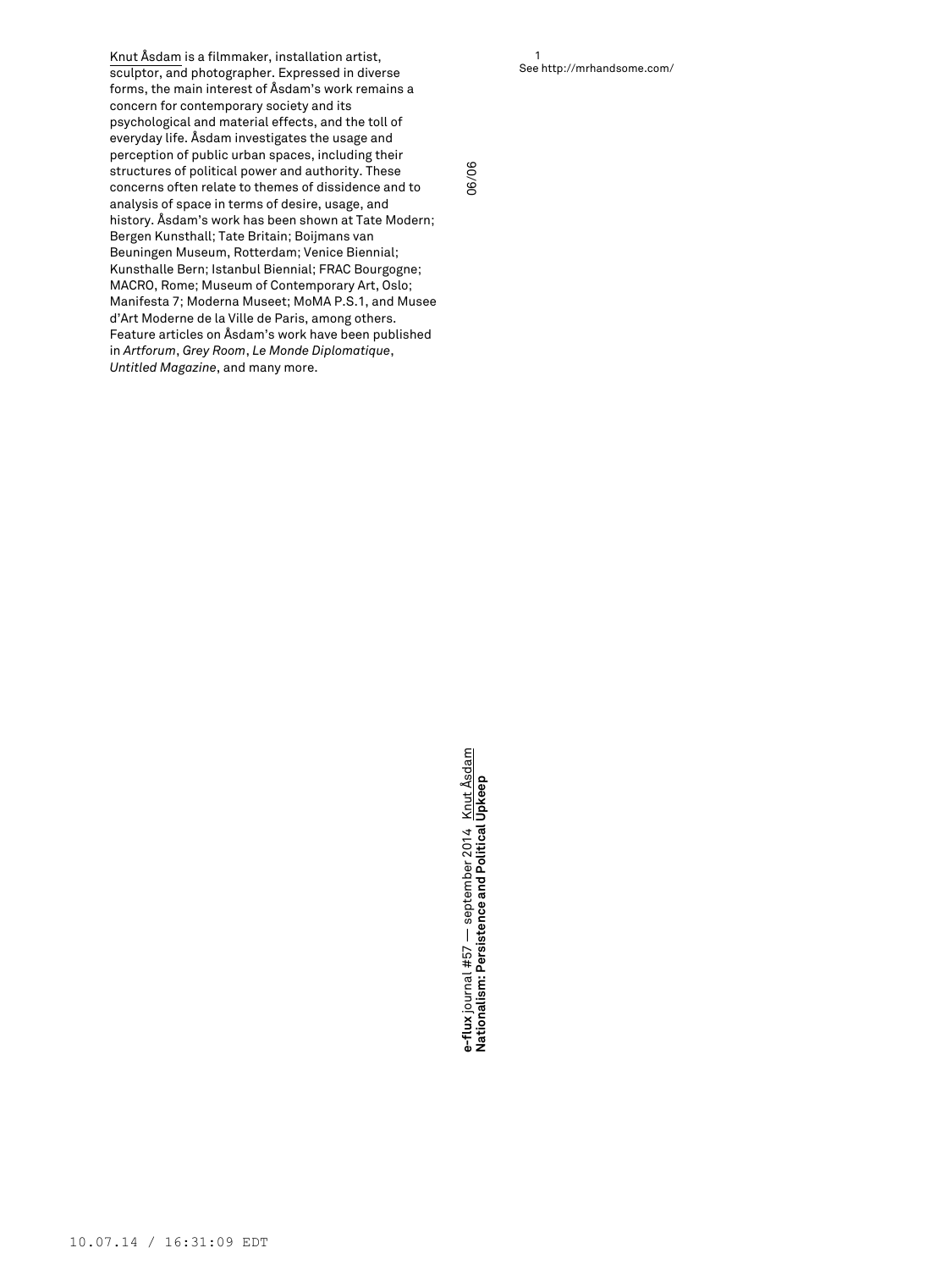Knut Åsdam is a filmmaker, installation artist, sculptor, and photographer. Expressed in diverse forms, the main interest of Åsdam's work remains a concern for contemporary society and its psychological and material effects, and the toll of everyday life. Åsdam investigates the usage and perception of public urban spaces, including their structures of political power and authority. These concerns often relate to themes of dissidence and to analysis of space in terms of desire, usage, and history. Åsdam's work has been shown at Tate Modern; Bergen Kunsthall; Tate Britain; Boijmans van Beuningen Museum, Rotterdam; Venice Biennial; Kunsthalle Bern; Istanbul Biennial; FRAC Bourgogne; MACRO, Rome; Museum of Contemporary Art, Oslo; Manifesta 7; Moderna Museet; MoMA P.S.1, and Musee d'Art Moderne de la Ville de Paris, among others. Feature articles on Åsdam's work have been published in *Artforum*, *Grey Room*, *Le Monde Diplomatique*, *Untitled Magazine*, and many more.

1
See http://mrhandsome.com/